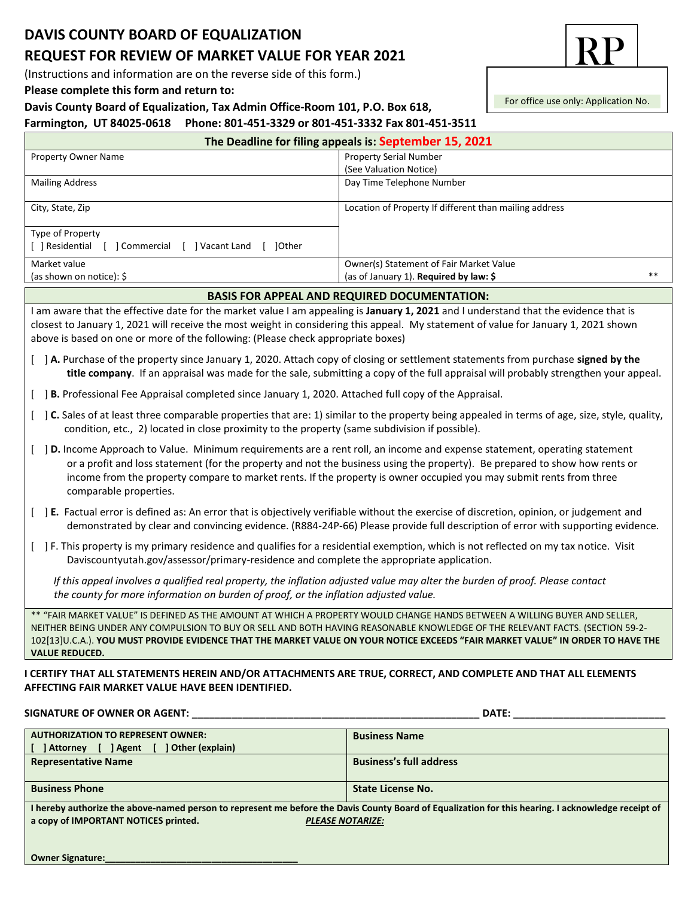# DAVIS COUNTY BOARD OF EQUALIZATION

## REQUEST FOR REVIEW OF MARKET VALUE FOR YEAR 2021

**RP**

For office use only: Application No.

(Instructions and information are on the reverse side of this form.)

**Please complete this form and return to:**

**Davis County Board of Equalization, Tax Admin Office-Room 101, P.O. Box 618, Farmington, UT 84025-0618 Phone: 801-451-3329 or 801-451-3332 Fax 801-451-3511**

| **The Deadline for filing appeals is: September 15, 2021** | |
|---|---|
| Property Owner Name | Property Serial Number (See Valuation Notice) |
| Mailing Address | Day Time Telephone Number |
| City, State, Zip | Location of Property If different than mailing address |
| Type of Property<br>[ ] Residential [ ] Commercial [ ] Vacant Land [ ]Other | |
| Market value (as shown on notice): $ | Owner(s) Statement of Fair Market Value (as of January 1). **Required by law: $** ** |

### BASIS FOR APPEAL AND REQUIRED DOCUMENTATION:

I am aware that the effective date for the market value I am appealing is **January 1, 2021** and I understand that the evidence that is closest to January 1, 2021 will receive the most weight in considering this appeal. My statement of value for January 1, 2021 shown above is based on one or more of the following: (Please check appropriate boxes)

[ ] **A.** Purchase of the property since January 1, 2020. Attach copy of closing or settlement statements from purchase **signed by the title company**. If an appraisal was made for the sale, submitting a copy of the full appraisal will probably strengthen your appeal.

[ ] **B.** Professional Fee Appraisal completed since January 1, 2020. Attached full copy of the Appraisal.

[ ] **C.** Sales of at least three comparable properties that are: 1) similar to the property being appealed in terms of age, size, style, quality, condition, etc., 2) located in close proximity to the property (same subdivision if possible).

[ ] **D.** Income Approach to Value. Minimum requirements are a rent roll, an income and expense statement, operating statement or a profit and loss statement (for the property and not the business using the property). Be prepared to show how rents or income from the property compare to market rents. If the property is owner occupied you may submit rents from three comparable properties.

[ ] **E.** Factual error is defined as: An error that is objectively verifiable without the exercise of discretion, opinion, or judgement and demonstrated by clear and convincing evidence. (R884-24P-66) Please provide full description of error with supporting evidence.

[ ] F. This property is my primary residence and qualifies for a residential exemption, which is not reflected on my tax notice. Visit Daviscountyutah.gov/assessor/primary-residence and complete the appropriate application.

*If this appeal involves a qualified real property, the inflation adjusted value may alter the burden of proof. Please contact the county for more information on burden of proof, or the inflation adjusted value.*

** "FAIR MARKET VALUE" IS DEFINED AS THE AMOUNT AT WHICH A PROPERTY WOULD CHANGE HANDS BETWEEN A WILLING BUYER AND SELLER, NEITHER BEING UNDER ANY COMPULSION TO BUY OR SELL AND BOTH HAVING REASONABLE KNOWLEDGE OF THE RELEVANT FACTS. (SECTION 59-2-102[13]U.C.A.). **YOU MUST PROVIDE EVIDENCE THAT THE MARKET VALUE ON YOUR NOTICE EXCEEDS "FAIR MARKET VALUE" IN ORDER TO HAVE THE VALUE REDUCED.**

**I CERTIFY THAT ALL STATEMENTS HEREIN AND/OR ATTACHMENTS ARE TRUE, CORRECT, AND COMPLETE AND THAT ALL ELEMENTS AFFECTING FAIR MARKET VALUE HAVE BEEN IDENTIFIED.**

**SIGNATURE OF OWNER OR AGENT:** ______________________________ **DATE:** ____________________

| **AUTHORIZATION TO REPRESENT OWNER:**<br>**[ ] Attorney [ ] Agent [ ] Other (explain)** | **Business Name** |
|---|---|
| **Representative Name** | **Business's full address** |
| **Business Phone** | **State License No.** |

**I hereby authorize the above-named person to represent me before the Davis County Board of Equalization for this hearing. I acknowledge receipt of a copy of IMPORTANT NOTICES printed.** ***PLEASE NOTARIZE:***

**Owner Signature:**______________________________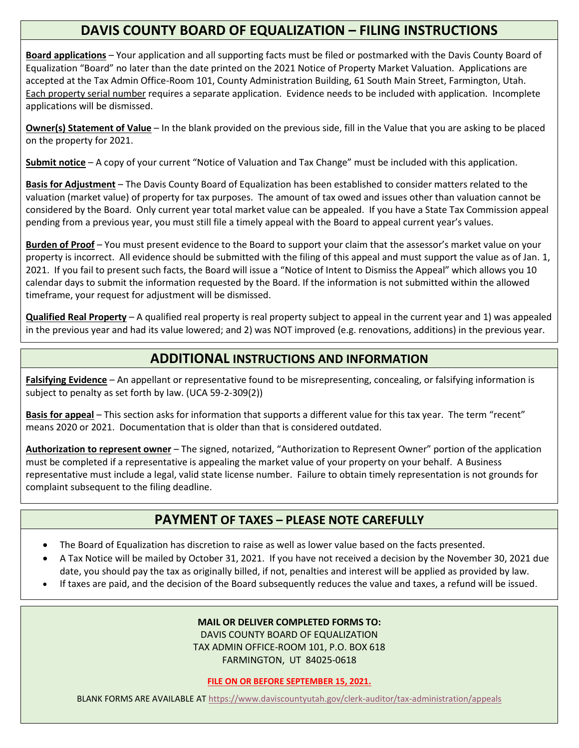## DAVIS COUNTY BOARD OF EQUALIZATION – FILING INSTRUCTIONS

**Board applications** – Your application and all supporting facts must be filed or postmarked with the Davis County Board of Equalization "Board" no later than the date printed on the 2021 Notice of Property Market Valuation. Applications are accepted at the Tax Admin Office-Room 101, County Administration Building, 61 South Main Street, Farmington, Utah. Each property serial number requires a separate application. Evidence needs to be included with application. Incomplete applications will be dismissed.

**Owner(s) Statement of Value** – In the blank provided on the previous side, fill in the Value that you are asking to be placed on the property for 2021.

**Submit notice** – A copy of your current "Notice of Valuation and Tax Change" must be included with this application.

**Basis for Adjustment** – The Davis County Board of Equalization has been established to consider matters related to the valuation (market value) of property for tax purposes. The amount of tax owed and issues other than valuation cannot be considered by the Board. Only current year total market value can be appealed. If you have a State Tax Commission appeal pending from a previous year, you must still file a timely appeal with the Board to appeal current year's values.

**Burden of Proof** – You must present evidence to the Board to support your claim that the assessor's market value on your property is incorrect. All evidence should be submitted with the filing of this appeal and must support the value as of Jan. 1, 2021. If you fail to present such facts, the Board will issue a "Notice of Intent to Dismiss the Appeal" which allows you 10 calendar days to submit the information requested by the Board. If the information is not submitted within the allowed timeframe, your request for adjustment will be dismissed.

**Qualified Real Property** – A qualified real property is real property subject to appeal in the current year and 1) was appealed in the previous year and had its value lowered; and 2) was NOT improved (e.g. renovations, additions) in the previous year.

## ADDITIONAL INSTRUCTIONS AND INFORMATION

**Falsifying Evidence** – An appellant or representative found to be misrepresenting, concealing, or falsifying information is subject to penalty as set forth by law. (UCA 59-2-309(2))

**Basis for appeal** – This section asks for information that supports a different value for this tax year. The term "recent" means 2020 or 2021. Documentation that is older than that is considered outdated.

**Authorization to represent owner** – The signed, notarized, "Authorization to Represent Owner" portion of the application must be completed if a representative is appealing the market value of your property on your behalf. A Business representative must include a legal, valid state license number. Failure to obtain timely representation is not grounds for complaint subsequent to the filing deadline.

## PAYMENT OF TAXES – PLEASE NOTE CAREFULLY

- The Board of Equalization has discretion to raise as well as lower value based on the facts presented.
- A Tax Notice will be mailed by October 31, 2021. If you have not received a decision by the November 30, 2021 due date, you should pay the tax as originally billed, if not, penalties and interest will be applied as provided by law.
- If taxes are paid, and the decision of the Board subsequently reduces the value and taxes, a refund will be issued.

**MAIL OR DELIVER COMPLETED FORMS TO:**

DAVIS COUNTY BOARD OF EQUALIZATION
TAX ADMIN OFFICE-ROOM 101, P.O. BOX 618
FARMINGTON, UT 84025-0618

**FILE ON OR BEFORE SEPTEMBER 15, 2021.**

BLANK FORMS ARE AVAILABLE AT https://www.daviscountyutah.gov/clerk-auditor/tax-administration/appeals